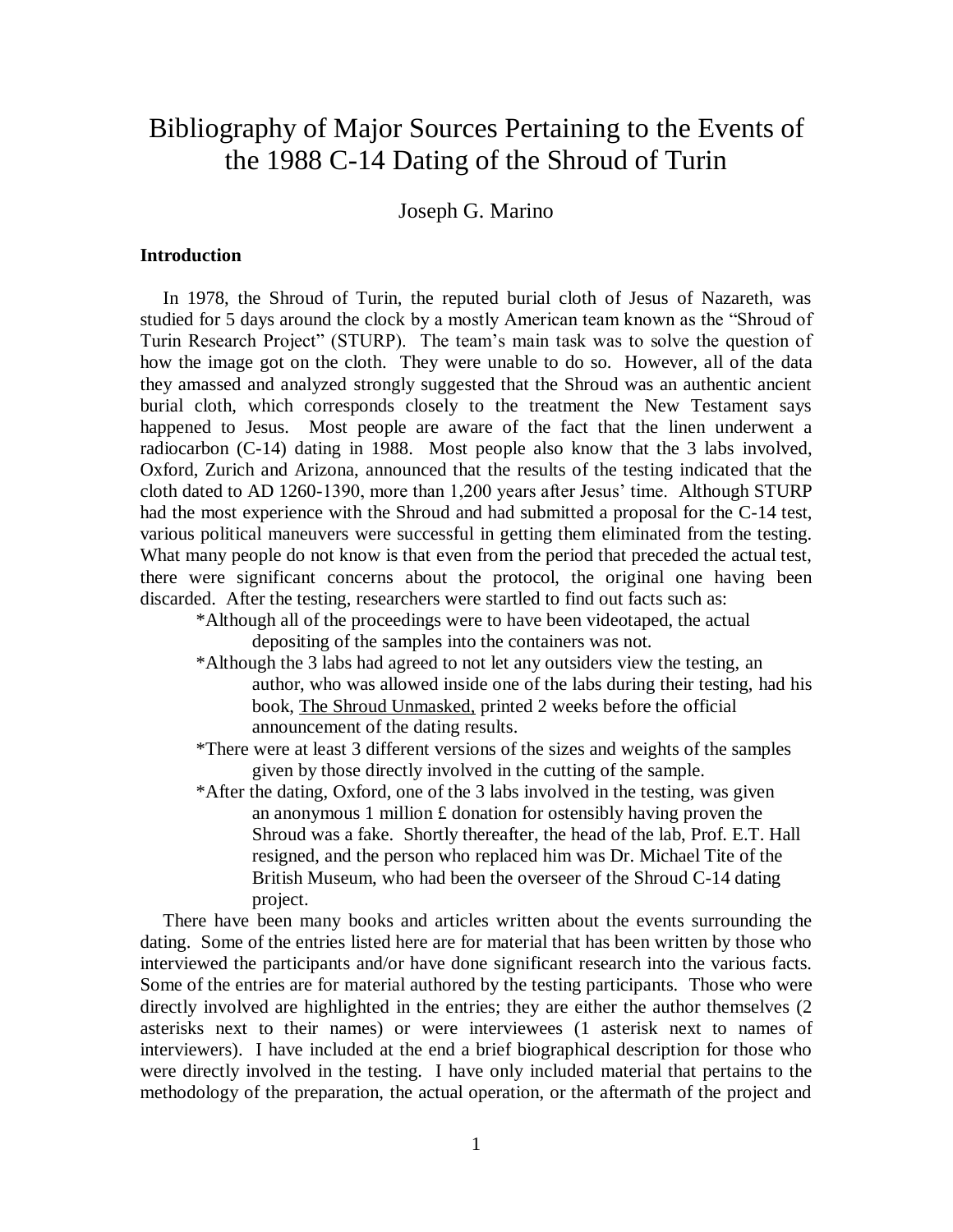# Bibliography of Major Sources Pertaining to the Events of the 1988 C-14 Dating of the Shroud of Turin

Joseph G. Marino

**Introduction**

In 1978, the Shroud of Turin, the reputed burial cloth of Jesus of Nazareth, was studied for 5 days around the clock by a mostly American team known as the "Shroud of Turin Research Project" (STURP). The team's main task was to solve the question of how the image got on the cloth. They were unable to do so. However, all of the data they amassed and analyzed strongly suggested that the Shroud was an authentic ancient burial cloth, which corresponds closely to the treatment the New Testament says happened to Jesus. Most people are aware of the fact that the linen underwent a radiocarbon (C-14) dating in 1988. Most people also know that the 3 labs involved, Oxford, Zurich and Arizona, announced that the results of the testing indicated that the cloth dated to AD 1260-1390, more than 1,200 years after Jesus' time. Although STURP had the most experience with the Shroud and had submitted a proposal for the C-14 test, various political maneuvers were successful in getting them eliminated from the testing. What many people do not know is that even from the period that preceded the actual test, there were significant concerns about the protocol, the original one having been discarded. After the testing, researchers were startled to find out facts such as:

- *Although all of the proceedings were to have been videotaped, the actual depositing of the samples into the containers was not.
- *Although the 3 labs had agreed to not let any outsiders view the testing, an author, who was allowed inside one of the labs during their testing, had his book, <u>The Shroud Unmasked,</u> printed 2 weeks before the official announcement of the dating results.
- *There were at least 3 different versions of the sizes and weights of the samples given by those directly involved in the cutting of the sample.
- *After the dating, Oxford, one of the 3 labs involved in the testing, was given an anonymous 1 million £ donation for ostensibly having proven the Shroud was a fake. Shortly thereafter, the head of the lab, Prof. E.T. Hall resigned, and the person who replaced him was Dr. Michael Tite of the British Museum, who had been the overseer of the Shroud C-14 dating project.

There have been many books and articles written about the events surrounding the dating. Some of the entries listed here are for material that has been written by those who interviewed the participants and/or have done significant research into the various facts. Some of the entries are for material authored by the testing participants. Those who were directly involved are highlighted in the entries; they are either the author themselves (2 asterisks next to their names) or were interviewees (1 asterisk next to names of interviewers). I have included at the end a brief biographical description for those who were directly involved in the testing. I have only included material that pertains to the methodology of the preparation, the actual operation, or the aftermath of the project and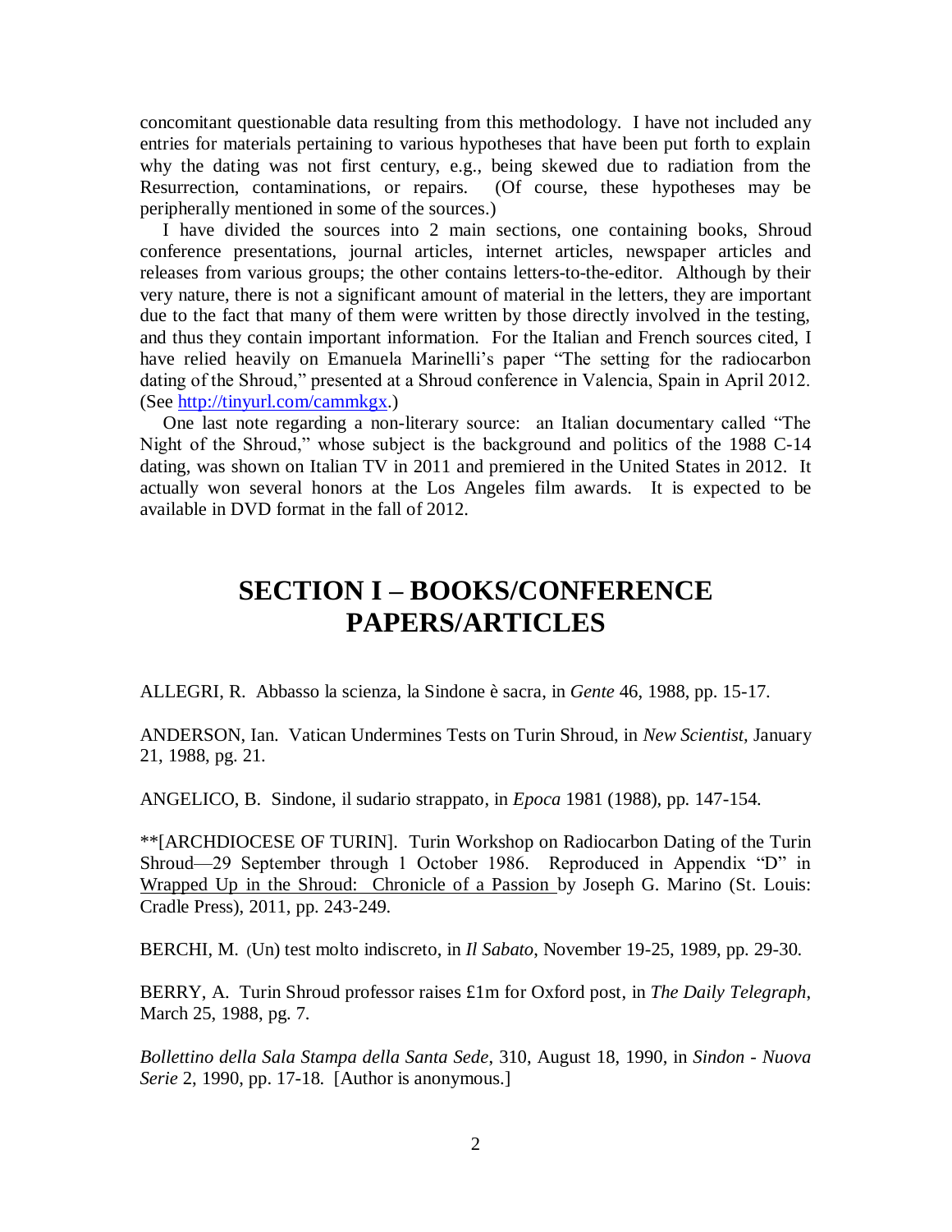concomitant questionable data resulting from this methodology. I have not included any entries for materials pertaining to various hypotheses that have been put forth to explain why the dating was not first century, e.g., being skewed due to radiation from the Resurrection, contaminations, or repairs. (Of course, these hypotheses may be peripherally mentioned in some of the sources.)

I have divided the sources into 2 main sections, one containing books, Shroud conference presentations, journal articles, internet articles, newspaper articles and releases from various groups; the other contains letters-to-the-editor. Although by their very nature, there is not a significant amount of material in the letters, they are important due to the fact that many of them were written by those directly involved in the testing, and thus they contain important information. For the Italian and French sources cited, I have relied heavily on Emanuela Marinelli's paper "The setting for the radiocarbon dating of the Shroud," presented at a Shroud conference in Valencia, Spain in April 2012. (See http://tinyurl.com/cammkgx.)

One last note regarding a non-literary source: an Italian documentary called "The Night of the Shroud," whose subject is the background and politics of the 1988 C-14 dating, was shown on Italian TV in 2011 and premiered in the United States in 2012. It actually won several honors at the Los Angeles film awards. It is expected to be available in DVD format in the fall of 2012.

# SECTION I – BOOKS/CONFERENCE PAPERS/ARTICLES

ALLEGRI, R. Abbasso la scienza, la Sindone è sacra, in *Gente* 46, 1988, pp. 15-17.

ANDERSON, Ian. Vatican Undermines Tests on Turin Shroud, in *New Scientist*, January 21, 1988, pg. 21.

ANGELICO, B. Sindone, il sudario strappato, in *Epoca* 1981 (1988), pp. 147-154.

**[ARCHDIOCESE OF TURIN]. Turin Workshop on Radiocarbon Dating of the Turin Shroud—29 September through 1 October 1986. Reproduced in Appendix "D" in Wrapped Up in the Shroud: Chronicle of a Passion by Joseph G. Marino (St. Louis: Cradle Press), 2011, pp. 243-249.

BERCHI, M. (Un) test molto indiscreto, in *Il Sabato*, November 19-25, 1989, pp. 29-30.

BERRY, A. Turin Shroud professor raises £1m for Oxford post, in *The Daily Telegraph*, March 25, 1988, pg. 7.

*Bollettino della Sala Stampa della Santa Sede*, 310, August 18, 1990, in *Sindon - Nuova Serie* 2, 1990, pp. 17-18. [Author is anonymous.]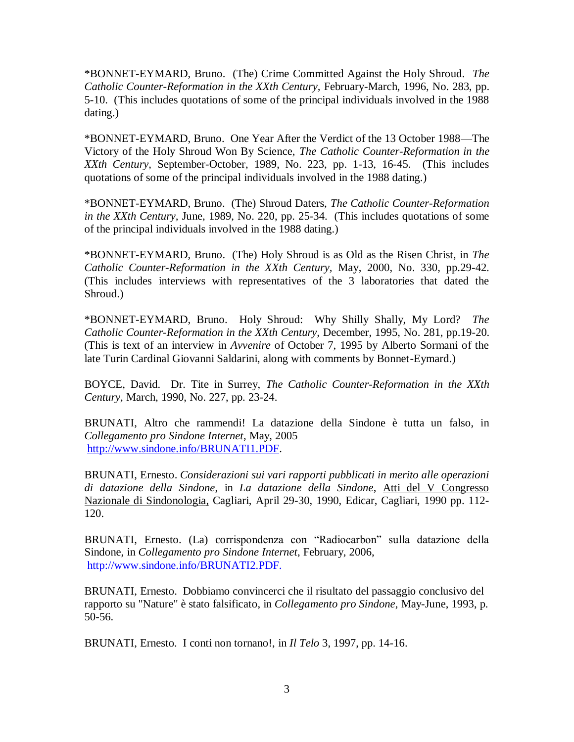*BONNET-EYMARD, Bruno. (The) Crime Committed Against the Holy Shroud. *The Catholic Counter-Reformation in the XXth Century*, February-March, 1996, No. 283, pp. 5-10. (This includes quotations of some of the principal individuals involved in the 1988 dating.)

*BONNET-EYMARD, Bruno. One Year After the Verdict of the 13 October 1988—The Victory of the Holy Shroud Won By Science, *The Catholic Counter-Reformation in the XXth Century*, September-October, 1989, No. 223, pp. 1-13, 16-45. (This includes quotations of some of the principal individuals involved in the 1988 dating.)

*BONNET-EYMARD, Bruno. (The) Shroud Daters, *The Catholic Counter-Reformation in the XXth Century*, June, 1989, No. 220, pp. 25-34. (This includes quotations of some of the principal individuals involved in the 1988 dating.)

*BONNET-EYMARD, Bruno. (The) Holy Shroud is as Old as the Risen Christ, in *The Catholic Counter-Reformation in the XXth Century*, May, 2000, No. 330, pp.29-42. (This includes interviews with representatives of the 3 laboratories that dated the Shroud.)

*BONNET-EYMARD, Bruno. Holy Shroud: Why Shilly Shally, My Lord? *The Catholic Counter-Reformation in the XXth Century*, December, 1995, No. 281, pp.19-20. (This is text of an interview in *Avvenire* of October 7, 1995 by Alberto Sormani of the late Turin Cardinal Giovanni Saldarini, along with comments by Bonnet-Eymard.)

BOYCE, David. Dr. Tite in Surrey, *The Catholic Counter-Reformation in the XXth Century*, March, 1990, No. 227, pp. 23-24.

BRUNATI, Altro che rammendi! La datazione della Sindone è tutta un falso, in *Collegamento pro Sindone Internet*, May, 2005 http://www.sindone.info/BRUNATI1.PDF.

BRUNATI, Ernesto. *Considerazioni sui vari rapporti pubblicati in merito alle operazioni di datazione della Sindone*, in *La datazione della Sindone*, Atti del V Congresso Nazionale di Sindonologia, Cagliari, April 29-30, 1990, Edicar, Cagliari, 1990 pp. 112-120.

BRUNATI, Ernesto. (La) corrispondenza con "Radiocarbon" sulla datazione della Sindone, in *Collegamento pro Sindone Internet*, February, 2006, http://www.sindone.info/BRUNATI2.PDF.

BRUNATI, Ernesto. Dobbiamo convincerci che il risultato del passaggio conclusivo del rapporto su "Nature" è stato falsificato, in *Collegamento pro Sindone*, May-June, 1993, p. 50-56.

BRUNATI, Ernesto. I conti non tornano!, in *Il Telo* 3, 1997, pp. 14-16.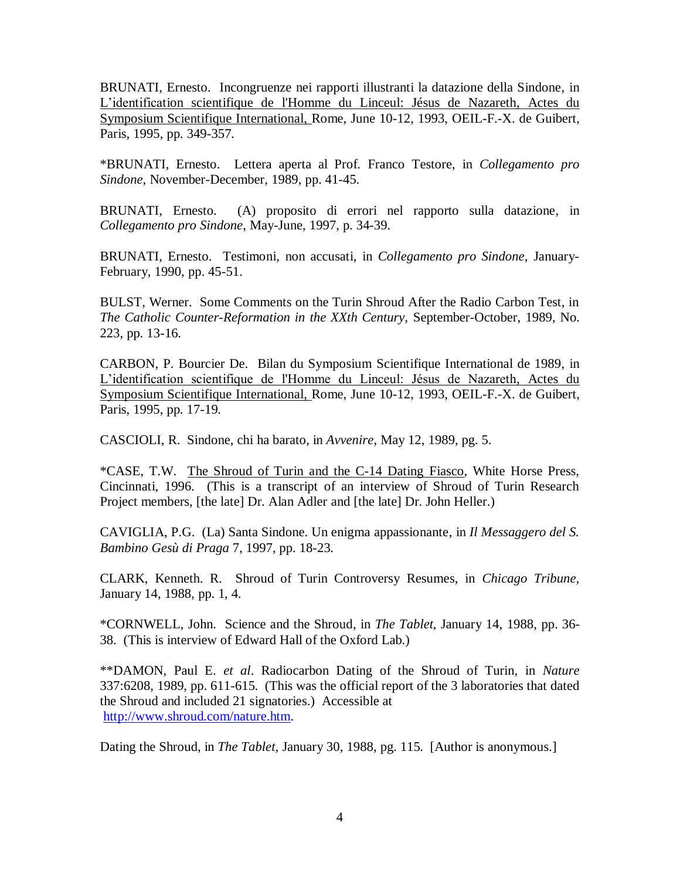BRUNATI, Ernesto. Incongruenze nei rapporti illustranti la datazione della Sindone, in L'identification scientifique de l'Homme du Linceul: Jésus de Nazareth, Actes du Symposium Scientifique International, Rome, June 10-12, 1993, OEIL-F.-X. de Guibert, Paris, 1995, pp. 349-357.

*BRUNATI, Ernesto. Lettera aperta al Prof. Franco Testore, in *Collegamento pro Sindone*, November-December, 1989, pp. 41-45.

BRUNATI, Ernesto. (A) proposito di errori nel rapporto sulla datazione, in *Collegamento pro Sindone*, May-June, 1997, p. 34-39.

BRUNATI, Ernesto. Testimoni, non accusati, in *Collegamento pro Sindone*, January-February, 1990, pp. 45-51.

BULST, Werner. Some Comments on the Turin Shroud After the Radio Carbon Test, in *The Catholic Counter-Reformation in the XXth Century,* September-October, 1989, No. 223, pp. 13-16.

CARBON, P. Bourcier De. Bilan du Symposium Scientifique International de 1989, in L'identification scientifique de l'Homme du Linceul: Jésus de Nazareth, Actes du Symposium Scientifique International, Rome, June 10-12, 1993, OEIL-F.-X. de Guibert, Paris, 1995, pp. 17-19.

CASCIOLI, R. Sindone, chi ha barato, in *Avvenire*, May 12, 1989, pg. 5.

*CASE, T.W. The Shroud of Turin and the C-14 Dating Fiasco, White Horse Press, Cincinnati, 1996. (This is a transcript of an interview of Shroud of Turin Research Project members, [the late] Dr. Alan Adler and [the late] Dr. John Heller.)

CAVIGLIA, P.G. (La) Santa Sindone. Un enigma appassionante, in *Il Messaggero del S. Bambino Gesù di Praga* 7, 1997, pp. 18-23.

CLARK, Kenneth. R. Shroud of Turin Controversy Resumes, in *Chicago Tribune*, January 14, 1988, pp. 1, 4.

*CORNWELL, John. Science and the Shroud, in *The Tablet*, January 14, 1988, pp. 36-38. (This is interview of Edward Hall of the Oxford Lab.)

**DAMON, Paul E. *et al*. Radiocarbon Dating of the Shroud of Turin, in *Nature* 337:6208, 1989, pp. 611-615. (This was the official report of the 3 laboratories that dated the Shroud and included 21 signatories.) Accessible at http://www.shroud.com/nature.htm.

Dating the Shroud, in *The Tablet,* January 30, 1988, pg. 115. [Author is anonymous.]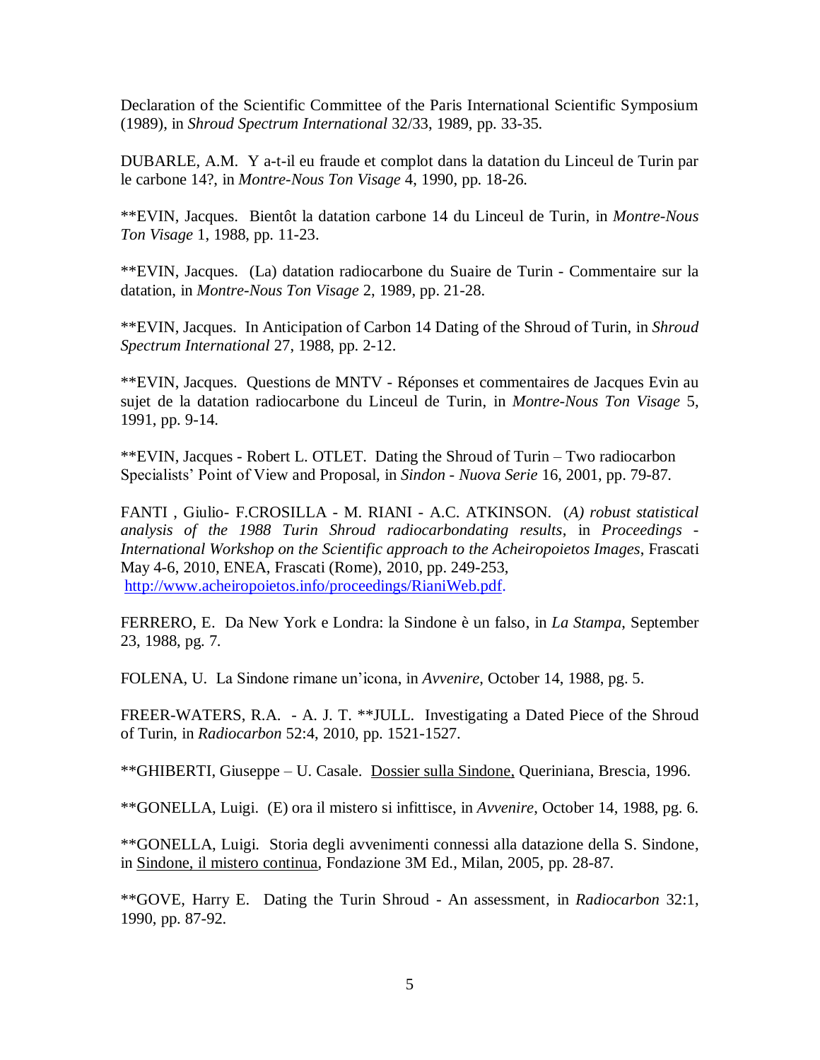Declaration of the Scientific Committee of the Paris International Scientific Symposium (1989), in *Shroud Spectrum International* 32/33, 1989, pp. 33-35.

DUBARLE, A.M. Y a-t-il eu fraude et complot dans la datation du Linceul de Turin par le carbone 14?, in *Montre-Nous Ton Visage* 4, 1990, pp. 18-26.

**EVIN, Jacques. Bientôt la datation carbone 14 du Linceul de Turin, in *Montre-Nous Ton Visage* 1, 1988, pp. 11-23.

**EVIN, Jacques. (La) datation radiocarbone du Suaire de Turin - Commentaire sur la datation, in *Montre-Nous Ton Visage* 2, 1989, pp. 21-28.

**EVIN, Jacques. In Anticipation of Carbon 14 Dating of the Shroud of Turin, in *Shroud Spectrum International* 27, 1988, pp. 2-12.

**EVIN, Jacques. Questions de MNTV - Réponses et commentaires de Jacques Evin au sujet de la datation radiocarbone du Linceul de Turin, in *Montre-Nous Ton Visage* 5, 1991, pp. 9-14.

**EVIN, Jacques - Robert L. OTLET. Dating the Shroud of Turin – Two radiocarbon Specialists' Point of View and Proposal, in *Sindon - Nuova Serie* 16, 2001, pp. 79-87.

FANTI , Giulio- F.CROSILLA - M. RIANI - A.C. ATKINSON. (*A) robust statistical analysis of the 1988 Turin Shroud radiocarbondating results*, in *Proceedings - International Workshop on the Scientific approach to the Acheiropoietos Images*, Frascati May 4-6, 2010, ENEA, Frascati (Rome), 2010, pp. 249-253, http://www.acheiropoietos.info/proceedings/RianiWeb.pdf.

FERRERO, E. Da New York e Londra: la Sindone è un falso, in *La Stampa*, September 23, 1988, pg. 7.

FOLENA, U. La Sindone rimane un'icona, in *Avvenire*, October 14, 1988, pg. 5.

FREER-WATERS, R.A. - A. J. T. **JULL. Investigating a Dated Piece of the Shroud of Turin, in *Radiocarbon* 52:4, 2010, pp. 1521-1527.

**GHIBERTI, Giuseppe – U. Casale. Dossier sulla Sindone, Queriniana, Brescia, 1996.

**GONELLA, Luigi. (E) ora il mistero si infittisce, in *Avvenire*, October 14, 1988, pg. 6.

**GONELLA, Luigi. Storia degli avvenimenti connessi alla datazione della S. Sindone, in Sindone, il mistero continua, Fondazione 3M Ed., Milan, 2005, pp. 28-87.

**GOVE, Harry E. Dating the Turin Shroud - An assessment, in *Radiocarbon* 32:1, 1990, pp. 87-92.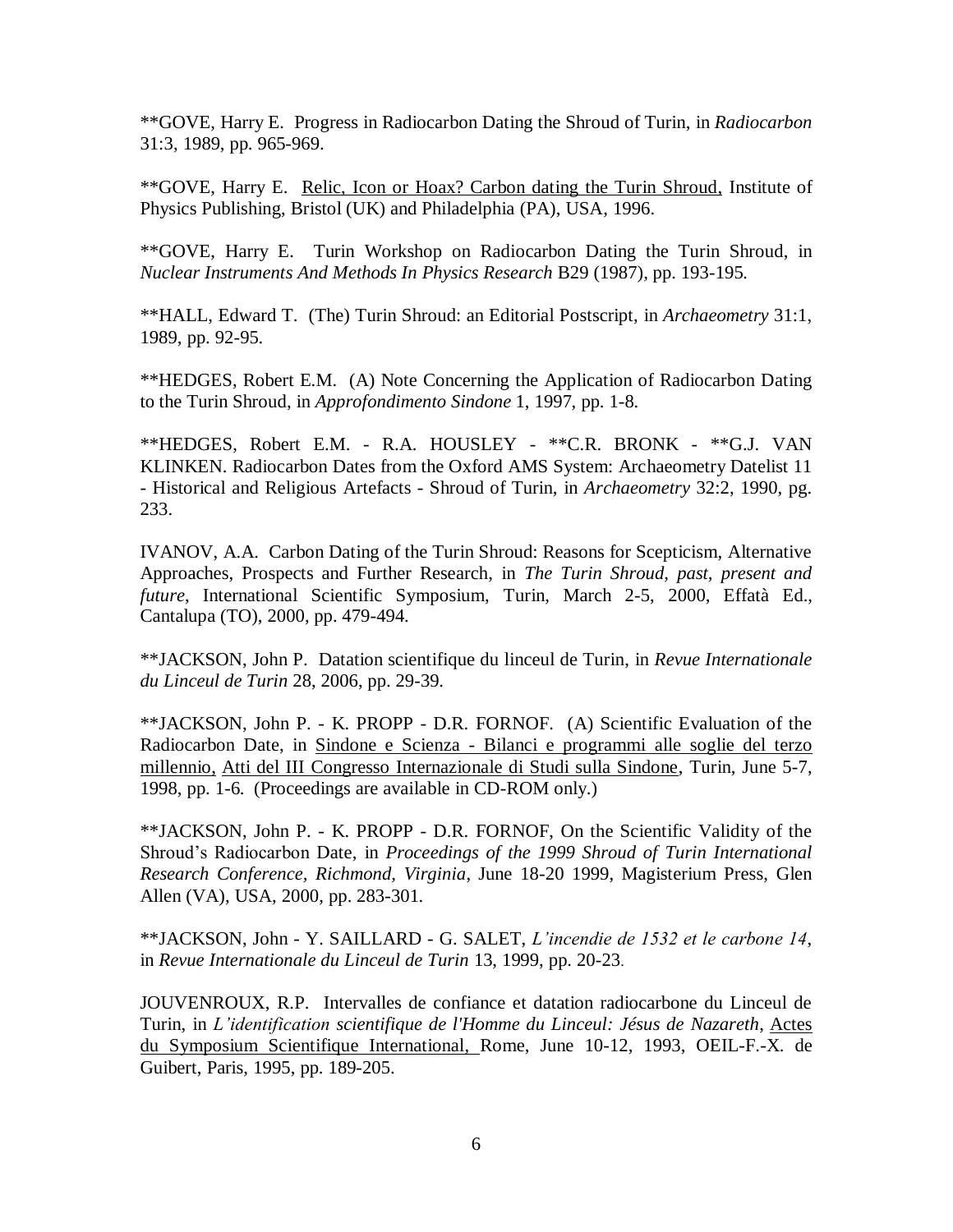**GOVE, Harry E. Progress in Radiocarbon Dating the Shroud of Turin, in *Radiocarbon* 31:3, 1989, pp. 965-969.

**GOVE, Harry E. <u>Relic, Icon or Hoax? Carbon dating the Turin Shroud,</u> Institute of Physics Publishing, Bristol (UK) and Philadelphia (PA), USA, 1996.

**GOVE, Harry E. Turin Workshop on Radiocarbon Dating the Turin Shroud, in *Nuclear Instruments And Methods In Physics Research* B29 (1987), pp. 193-195.

**HALL, Edward T. (The) Turin Shroud: an Editorial Postscript, in *Archaeometry* 31:1, 1989, pp. 92-95.

**HEDGES, Robert E.M. (A) Note Concerning the Application of Radiocarbon Dating to the Turin Shroud, in *Approfondimento Sindone* 1, 1997, pp. 1-8.

**HEDGES, Robert E.M. - R.A. HOUSLEY - **C.R. BRONK - **G.J. VAN KLINKEN. Radiocarbon Dates from the Oxford AMS System: Archaeometry Datelist 11 - Historical and Religious Artefacts - Shroud of Turin, in *Archaeometry* 32:2, 1990, pg. 233.

IVANOV, A.A. Carbon Dating of the Turin Shroud: Reasons for Scepticism, Alternative Approaches, Prospects and Further Research, in *The Turin Shroud, past, present and future*, International Scientific Symposium, Turin, March 2-5, 2000, Effatà Ed., Cantalupa (TO), 2000, pp. 479-494.

**JACKSON, John P. Datation scientifique du linceul de Turin, in *Revue Internationale du Linceul de Turin* 28, 2006, pp. 29-39.

**JACKSON, John P. - K. PROPP - D.R. FORNOF. (A) Scientific Evaluation of the Radiocarbon Date, in <u>Sindone e Scienza - Bilanci e programmi alle soglie del terzo millennio,</u> <u>Atti del III Congresso Internazionale di Studi sulla Sindone</u>, Turin, June 5-7, 1998, pp. 1-6. (Proceedings are available in CD-ROM only.)

**JACKSON, John P. - K. PROPP - D.R. FORNOF, On the Scientific Validity of the Shroud's Radiocarbon Date, in *Proceedings of the 1999 Shroud of Turin International Research Conference, Richmond, Virginia*, June 18-20 1999, Magisterium Press, Glen Allen (VA), USA, 2000, pp. 283-301.

**JACKSON, John - Y. SAILLARD - G. SALET, *L'incendie de 1532 et le carbone 14*, in *Revue Internationale du Linceul de Turin* 13, 1999, pp. 20-23.

JOUVENROUX, R.P. Intervalles de confiance et datation radiocarbone du Linceul de Turin, in *L'identification scientifique de l'Homme du Linceul: Jésus de Nazareth*, <u>Actes du Symposium Scientifique International,</u> Rome, June 10-12, 1993, OEIL-F.-X. de Guibert, Paris, 1995, pp. 189-205.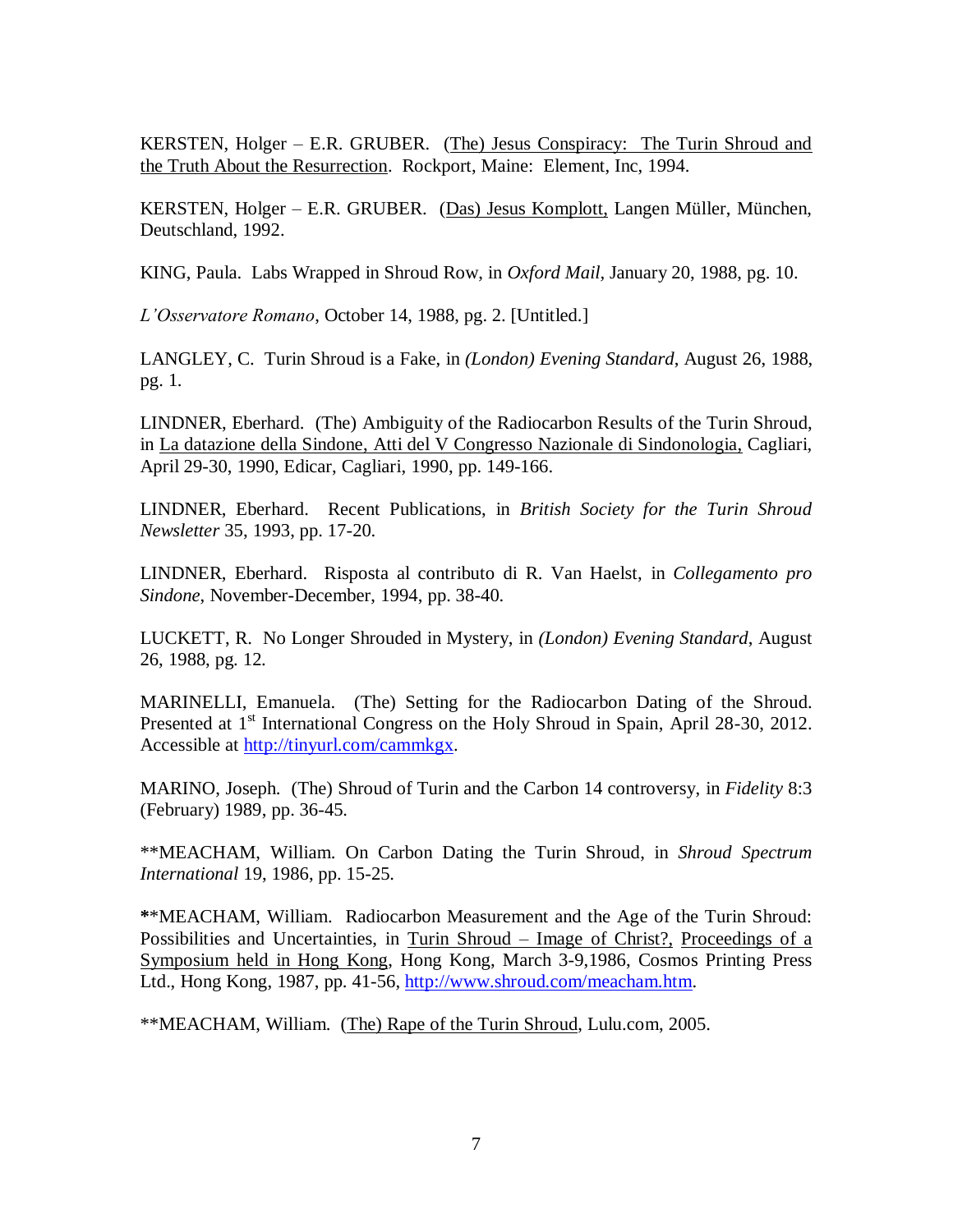KERSTEN, Holger – E.R. GRUBER. <u>(The) Jesus Conspiracy: The Turin Shroud and the Truth About the Resurrection</u>. Rockport, Maine: Element, Inc, 1994.

KERSTEN, Holger – E.R. GRUBER. <u>(Das) Jesus Komplott,</u> Langen Müller, München, Deutschland, 1992.

KING, Paula. Labs Wrapped in Shroud Row, in *Oxford Mail*, January 20, 1988, pg. 10.

*L'Osservatore Romano*, October 14, 1988, pg. 2. [Untitled.]

LANGLEY, C. Turin Shroud is a Fake, in *(London) Evening Standard*, August 26, 1988, pg. 1.

LINDNER, Eberhard. (The) Ambiguity of the Radiocarbon Results of the Turin Shroud, in <u>La datazione della Sindone, Atti del V Congresso Nazionale di Sindonologia,</u> Cagliari, April 29-30, 1990, Edicar, Cagliari, 1990, pp. 149-166.

LINDNER, Eberhard. Recent Publications, in *British Society for the Turin Shroud Newsletter* 35, 1993, pp. 17-20.

LINDNER, Eberhard. Risposta al contributo di R. Van Haelst, in *Collegamento pro Sindone*, November-December, 1994, pp. 38-40.

LUCKETT, R. No Longer Shrouded in Mystery, in *(London) Evening Standard*, August 26, 1988, pg. 12.

MARINELLI, Emanuela. (The) Setting for the Radiocarbon Dating of the Shroud. Presented at 1st International Congress on the Holy Shroud in Spain, April 28-30, 2012. Accessible at http://tinyurl.com/cammkgx.

MARINO, Joseph. (The) Shroud of Turin and the Carbon 14 controversy, in *Fidelity* 8:3 (February) 1989, pp. 36-45.

**MEACHAM, William. On Carbon Dating the Turin Shroud, in *Shroud Spectrum International* 19, 1986, pp. 15-25.

**MEACHAM, William. Radiocarbon Measurement and the Age of the Turin Shroud: Possibilities and Uncertainties, in <u>Turin Shroud – Image of Christ?,</u> <u>Proceedings of a Symposium held in Hong Kong</u>, Hong Kong, March 3-9,1986, Cosmos Printing Press Ltd., Hong Kong, 1987, pp. 41-56, http://www.shroud.com/meacham.htm.

**MEACHAM, William. <u>(The) Rape of the Turin Shroud</u>, Lulu.com, 2005.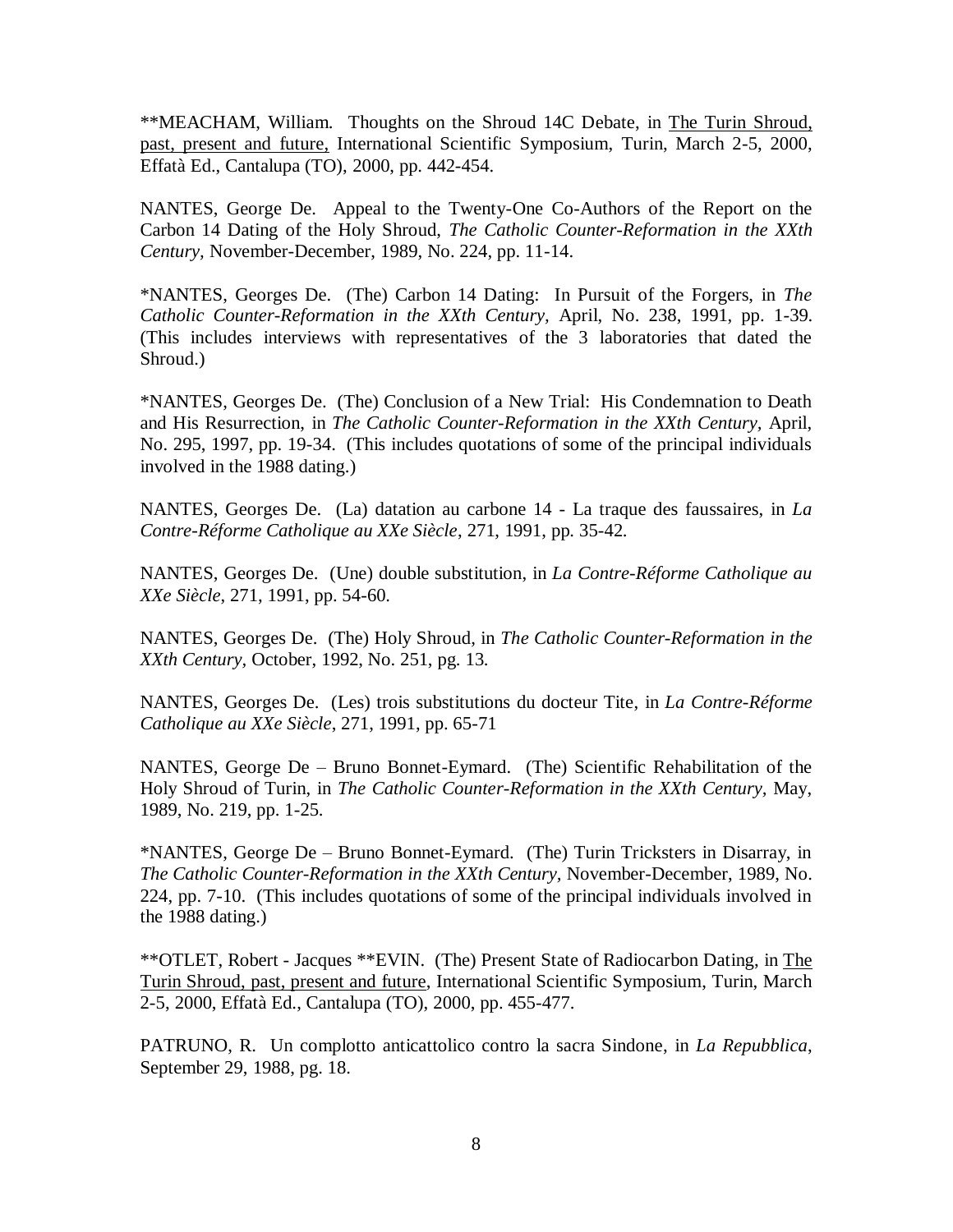**MEACHAM, William. Thoughts on the Shroud 14C Debate, in The Turin Shroud, past, present and future, International Scientific Symposium, Turin, March 2-5, 2000, Effatà Ed., Cantalupa (TO), 2000, pp. 442-454.

NANTES, George De. Appeal to the Twenty-One Co-Authors of the Report on the Carbon 14 Dating of the Holy Shroud, *The Catholic Counter-Reformation in the XXth Century,* November-December, 1989, No. 224, pp. 11-14.

*NANTES, Georges De. (The) Carbon 14 Dating: In Pursuit of the Forgers, in *The Catholic Counter-Reformation in the XXth Century,* April, No. 238, 1991, pp. 1-39. (This includes interviews with representatives of the 3 laboratories that dated the Shroud.)

*NANTES, Georges De. (The) Conclusion of a New Trial: His Condemnation to Death and His Resurrection, in *The Catholic Counter-Reformation in the XXth Century,* April, No. 295, 1997, pp. 19-34. (This includes quotations of some of the principal individuals involved in the 1988 dating.)

NANTES, Georges De. (La) datation au carbone 14 - La traque des faussaires, in *La Contre-Réforme Catholique au XXe Siècle*, 271, 1991, pp. 35-42.

NANTES, Georges De. (Une) double substitution, in *La Contre-Réforme Catholique au XXe Siècle*, 271, 1991, pp. 54-60.

NANTES, Georges De. (The) Holy Shroud, in *The Catholic Counter-Reformation in the XXth Century*, October, 1992, No. 251, pg. 13.

NANTES, Georges De. (Les) trois substitutions du docteur Tite, in *La Contre-Réforme Catholique au XXe Siècle*, 271, 1991, pp. 65-71

NANTES, George De – Bruno Bonnet-Eymard. (The) Scientific Rehabilitation of the Holy Shroud of Turin, in *The Catholic Counter-Reformation in the XXth Century,* May, 1989, No. 219, pp. 1-25.

*NANTES, George De – Bruno Bonnet-Eymard. (The) Turin Tricksters in Disarray, in *The Catholic Counter-Reformation in the XXth Century,* November-December, 1989, No. 224, pp. 7-10. (This includes quotations of some of the principal individuals involved in the 1988 dating.)

**OTLET, Robert - Jacques **EVIN. (The) Present State of Radiocarbon Dating, in The Turin Shroud, past, present and future, International Scientific Symposium, Turin, March 2-5, 2000, Effatà Ed., Cantalupa (TO), 2000, pp. 455-477.

PATRUNO, R. Un complotto anticattolico contro la sacra Sindone, in *La Repubblica*, September 29, 1988, pg. 18.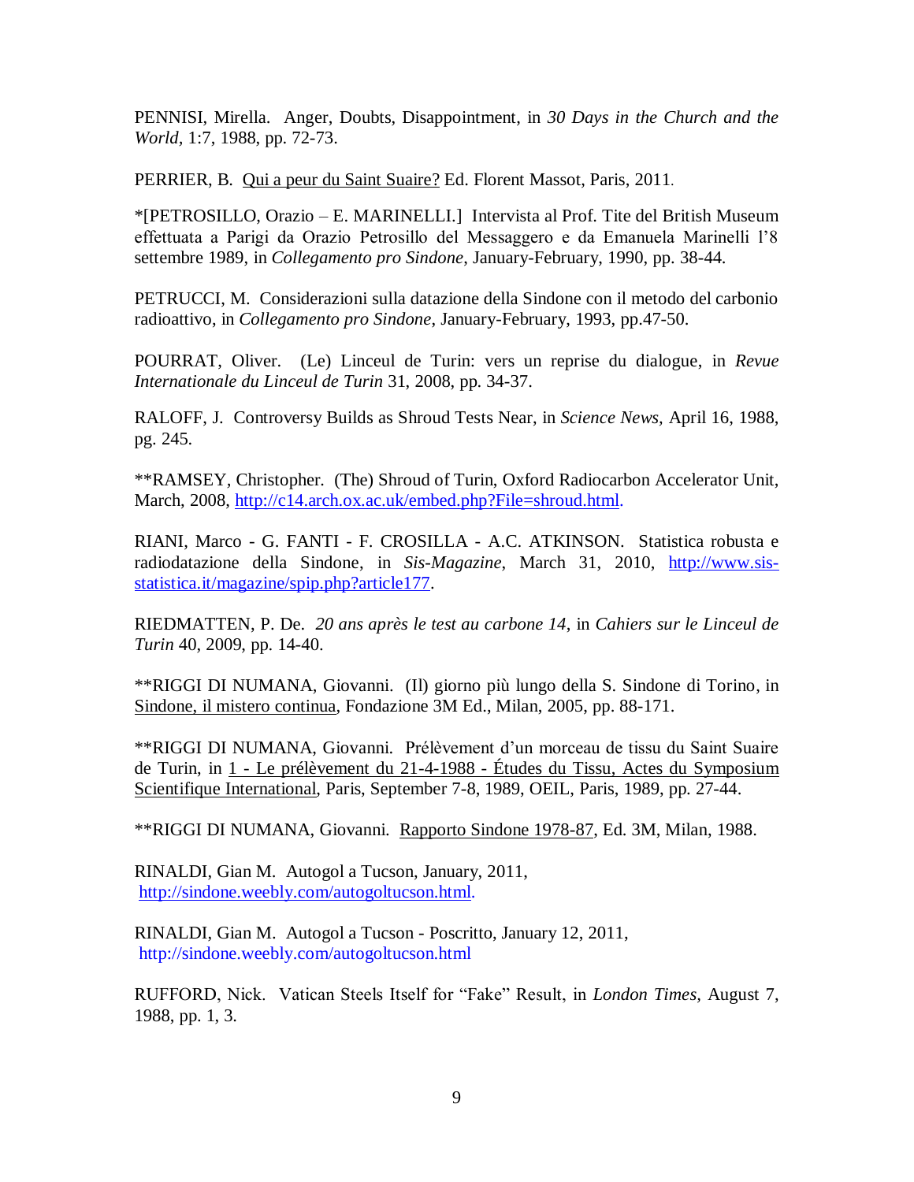PENNISI, Mirella. Anger, Doubts, Disappointment, in *30 Days in the Church and the World,* 1:7, 1988, pp. 72-73.

PERRIER, B. Qui a peur du Saint Suaire? Ed. Florent Massot, Paris, 2011.

*[PETROSILLO, Orazio – E. MARINELLI.] Intervista al Prof. Tite del British Museum effettuata a Parigi da Orazio Petrosillo del Messaggero e da Emanuela Marinelli l'8 settembre 1989, in *Collegamento pro Sindone*, January-February, 1990, pp. 38-44.

PETRUCCI, M. Considerazioni sulla datazione della Sindone con il metodo del carbonio radioattivo, in *Collegamento pro Sindone*, January-February, 1993, pp.47-50.

POURRAT, Oliver. (Le) Linceul de Turin: vers un reprise du dialogue, in *Revue Internationale du Linceul de Turin* 31, 2008, pp. 34-37.

RALOFF, J. Controversy Builds as Shroud Tests Near, in *Science News,* April 16, 1988, pg. 245.

**RAMSEY, Christopher. (The) Shroud of Turin, Oxford Radiocarbon Accelerator Unit, March, 2008, http://c14.arch.ox.ac.uk/embed.php?File=shroud.html.

RIANI, Marco - G. FANTI - F. CROSILLA - A.C. ATKINSON. Statistica robusta e radiodatazione della Sindone, in *Sis-Magazine*, March 31, 2010, http://www.sis-statistica.it/magazine/spip.php?article177.

RIEDMATTEN, P. De. *20 ans après le test au carbone 14*, in *Cahiers sur le Linceul de Turin* 40, 2009, pp. 14-40.

**RIGGI DI NUMANA, Giovanni. (Il) giorno più lungo della S. Sindone di Torino, in Sindone, il mistero continua, Fondazione 3M Ed., Milan, 2005, pp. 88-171.

**RIGGI DI NUMANA, Giovanni. Prélèvement d'un morceau de tissu du Saint Suaire de Turin, in 1 - Le prélèvement du 21-4-1988 - Études du Tissu, Actes du Symposium Scientifique International, Paris, September 7-8, 1989, OEIL, Paris, 1989, pp. 27-44.

**RIGGI DI NUMANA, Giovanni. Rapporto Sindone 1978-87, Ed. 3M, Milan, 1988.

RINALDI, Gian M. Autogol a Tucson, January, 2011, http://sindone.weebly.com/autogoltucson.html.

RINALDI, Gian M. Autogol a Tucson - Poscritto, January 12, 2011, http://sindone.weebly.com/autogoltucson.html

RUFFORD, Nick. Vatican Steels Itself for "Fake" Result, in *London Times,* August 7, 1988, pp. 1, 3.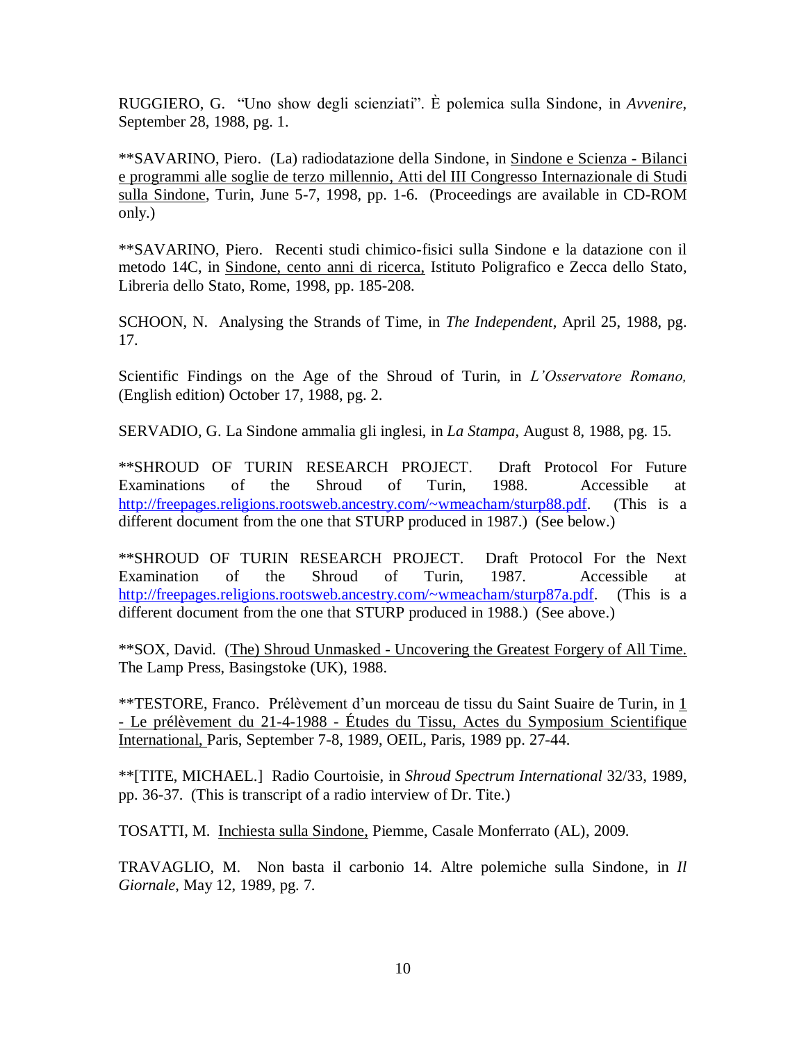RUGGIERO, G. "Uno show degli scienziati". È polemica sulla Sindone, in *Avvenire*, September 28, 1988, pg. 1.

**SAVARINO, Piero. (La) radiodatazione della Sindone, in Sindone e Scienza - Bilanci e programmi alle soglie de terzo millennio, Atti del III Congresso Internazionale di Studi sulla Sindone, Turin, June 5-7, 1998, pp. 1-6. (Proceedings are available in CD-ROM only.)

**SAVARINO, Piero. Recenti studi chimico-fisici sulla Sindone e la datazione con il metodo 14C, in Sindone, cento anni di ricerca, Istituto Poligrafico e Zecca dello Stato, Libreria dello Stato, Rome, 1998, pp. 185-208.

SCHOON, N. Analysing the Strands of Time, in *The Independent*, April 25, 1988, pg. 17.

Scientific Findings on the Age of the Shroud of Turin, in *L'Osservatore Romano,* (English edition) October 17, 1988, pg. 2.

SERVADIO, G. La Sindone ammalia gli inglesi, in *La Stampa*, August 8, 1988, pg. 15.

**SHROUD OF TURIN RESEARCH PROJECT. Draft Protocol For Future Examinations of the Shroud of Turin, 1988. Accessible at http://freepages.religions.rootsweb.ancestry.com/~wmeacham/sturp88.pdf. (This is a different document from the one that STURP produced in 1987.) (See below.)

**SHROUD OF TURIN RESEARCH PROJECT. Draft Protocol For the Next Examination of the Shroud of Turin, 1987. Accessible at http://freepages.religions.rootsweb.ancestry.com/~wmeacham/sturp87a.pdf. (This is a different document from the one that STURP produced in 1988.) (See above.)

**SOX, David. (The) Shroud Unmasked - Uncovering the Greatest Forgery of All Time. The Lamp Press, Basingstoke (UK), 1988.

**TESTORE, Franco. Prélèvement d'un morceau de tissu du Saint Suaire de Turin, in 1 - Le prélèvement du 21-4-1988 - Études du Tissu, Actes du Symposium Scientifique International, Paris, September 7-8, 1989, OEIL, Paris, 1989 pp. 27-44.

**[TITE, MICHAEL.] Radio Courtoisie, in *Shroud Spectrum International* 32/33, 1989, pp. 36-37. (This is transcript of a radio interview of Dr. Tite.)

TOSATTI, M. Inchiesta sulla Sindone, Piemme, Casale Monferrato (AL), 2009.

TRAVAGLIO, M. Non basta il carbonio 14. Altre polemiche sulla Sindone, in *Il Giornale*, May 12, 1989, pg. 7.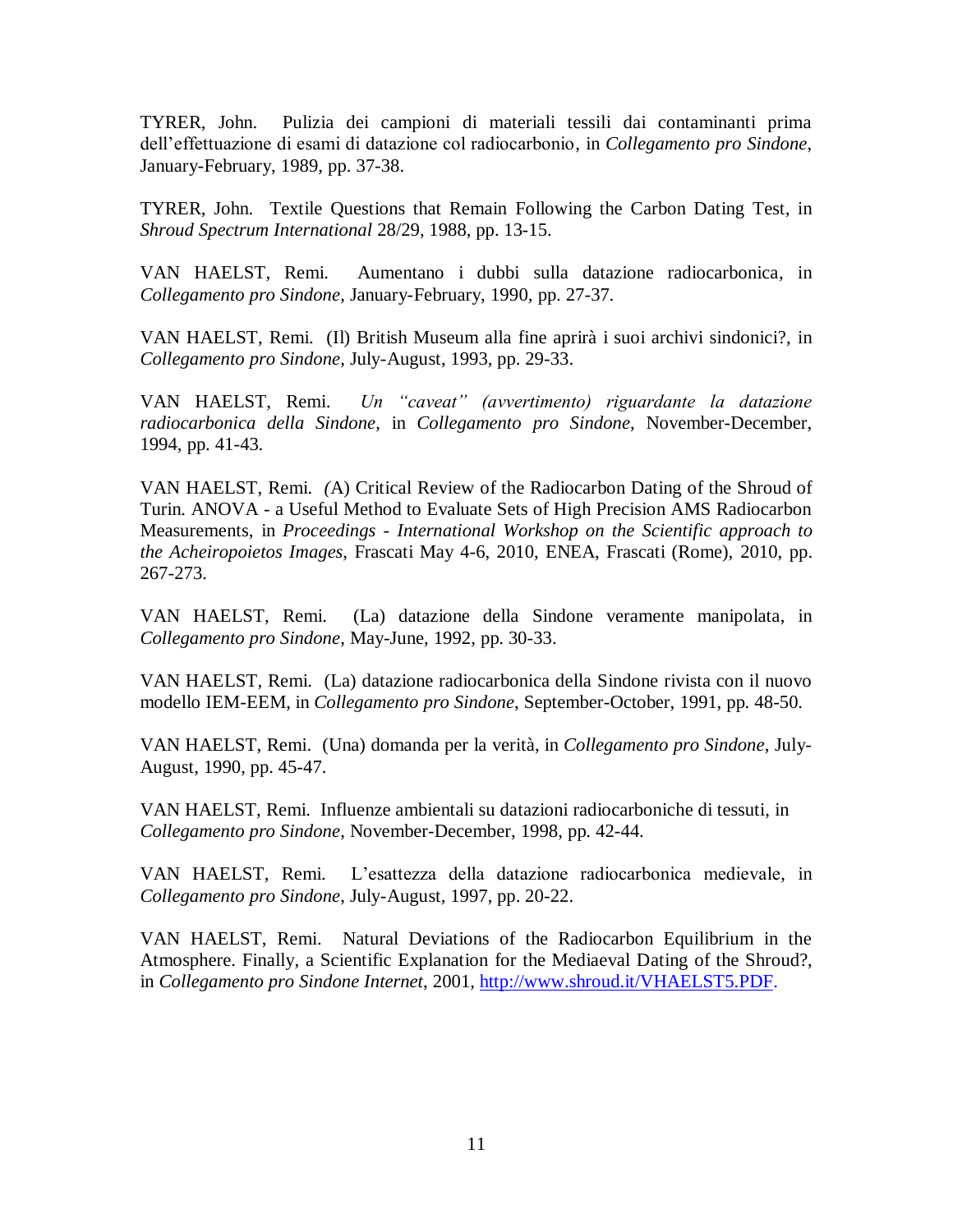TYRER, John. Pulizia dei campioni di materiali tessili dai contaminanti prima dell'effettuazione di esami di datazione col radiocarbonio, in *Collegamento pro Sindone*, January-February, 1989, pp. 37-38.

TYRER, John. Textile Questions that Remain Following the Carbon Dating Test, in *Shroud Spectrum International* 28/29, 1988, pp. 13-15.

VAN HAELST, Remi. Aumentano i dubbi sulla datazione radiocarbonica, in *Collegamento pro Sindone*, January-February, 1990, pp. 27-37.

VAN HAELST, Remi. (Il) British Museum alla fine aprirà i suoi archivi sindonici?, in *Collegamento pro Sindone*, July-August, 1993, pp. 29-33.

VAN HAELST, Remi. *Un "caveat" (avvertimento) riguardante la datazione radiocarbonica della Sindone*, in *Collegamento pro Sindone*, November-December, 1994, pp. 41-43.

VAN HAELST, Remi. *(*A) Critical Review of the Radiocarbon Dating of the Shroud of Turin. ANOVA - a Useful Method to Evaluate Sets of High Precision AMS Radiocarbon Measurements, in *Proceedings - International Workshop on the Scientific approach to the Acheiropoietos Images*, Frascati May 4-6, 2010, ENEA, Frascati (Rome), 2010, pp. 267-273.

VAN HAELST, Remi. (La) datazione della Sindone veramente manipolata, in *Collegamento pro Sindone*, May-June, 1992, pp. 30-33.

VAN HAELST, Remi. (La) datazione radiocarbonica della Sindone rivista con il nuovo modello IEM-EEM, in *Collegamento pro Sindone*, September-October, 1991, pp. 48-50.

VAN HAELST, Remi. (Una) domanda per la verità, in *Collegamento pro Sindone*, July-August, 1990, pp. 45-47.

VAN HAELST, Remi. Influenze ambientali su datazioni radiocarboniche di tessuti, in *Collegamento pro Sindone*, November-December, 1998, pp. 42-44.

VAN HAELST, Remi. L'esattezza della datazione radiocarbonica medievale, in *Collegamento pro Sindone*, July-August, 1997, pp. 20-22.

VAN HAELST, Remi. Natural Deviations of the Radiocarbon Equilibrium in the Atmosphere. Finally, a Scientific Explanation for the Mediaeval Dating of the Shroud?, in *Collegamento pro Sindone Internet*, 2001, http://www.shroud.it/VHAELST5.PDF.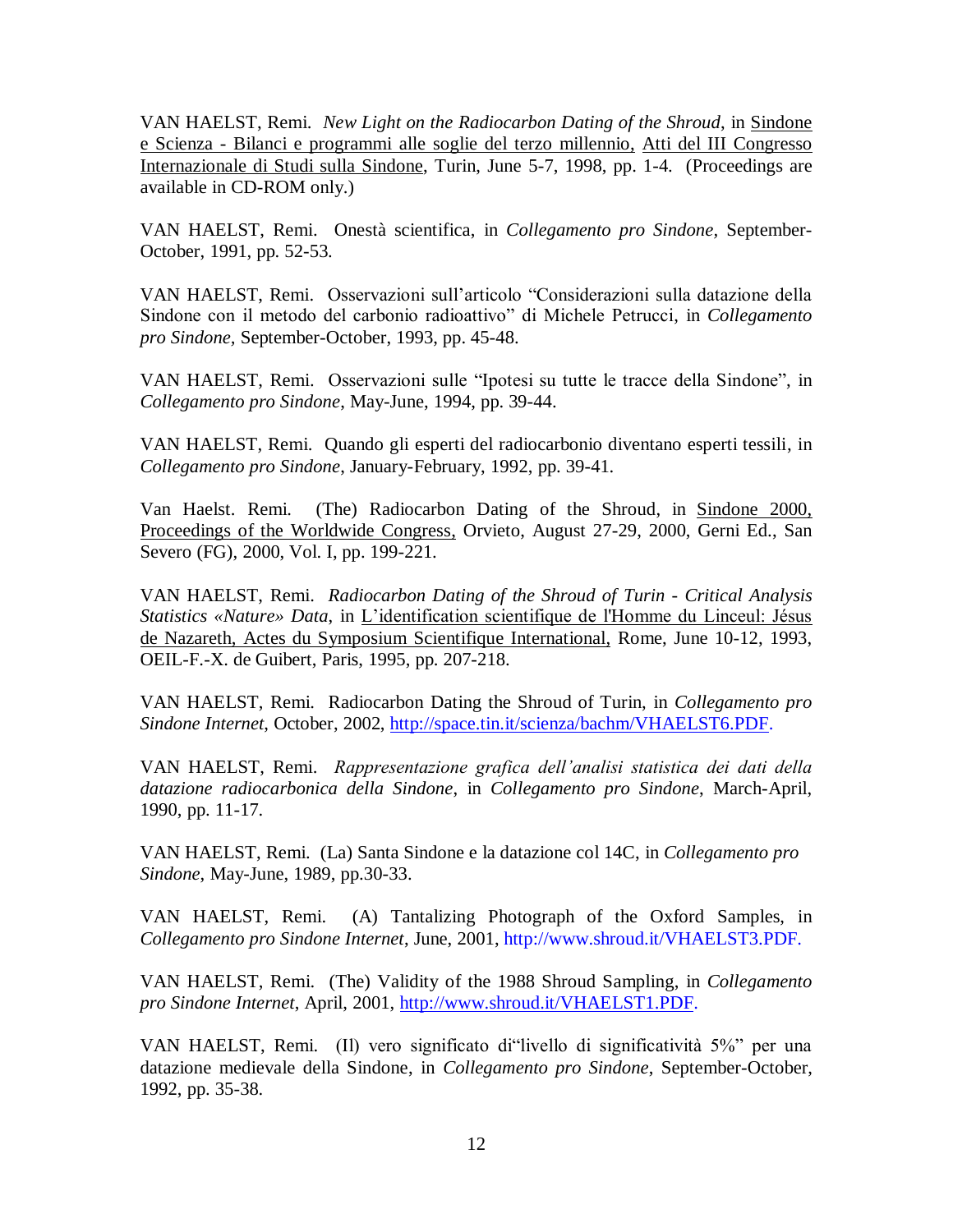VAN HAELST, Remi. *New Light on the Radiocarbon Dating of the Shroud*, in Sindone e Scienza - Bilanci e programmi alle soglie del terzo millennio, Atti del III Congresso Internazionale di Studi sulla Sindone, Turin, June 5-7, 1998, pp. 1-4. (Proceedings are available in CD-ROM only.)

VAN HAELST, Remi. Onestà scientifica, in *Collegamento pro Sindone,* September-October, 1991, pp. 52-53.

VAN HAELST, Remi. Osservazioni sull'articolo "Considerazioni sulla datazione della Sindone con il metodo del carbonio radioattivo" di Michele Petrucci, in *Collegamento pro Sindone*, September-October, 1993, pp. 45-48.

VAN HAELST, Remi. Osservazioni sulle "Ipotesi su tutte le tracce della Sindone", in *Collegamento pro Sindone*, May-June, 1994, pp. 39-44.

VAN HAELST, Remi. Quando gli esperti del radiocarbonio diventano esperti tessili, in *Collegamento pro Sindone*, January-February, 1992, pp. 39-41.

Van Haelst. Remi. (The) Radiocarbon Dating of the Shroud, in Sindone 2000, Proceedings of the Worldwide Congress, Orvieto, August 27-29, 2000, Gerni Ed., San Severo (FG), 2000, Vol. I, pp. 199-221.

VAN HAELST, Remi. *Radiocarbon Dating of the Shroud of Turin - Critical Analysis Statistics «Nature» Data*, in L'identification scientifique de l'Homme du Linceul: Jésus de Nazareth, Actes du Symposium Scientifique International, Rome, June 10-12, 1993, OEIL-F.-X. de Guibert, Paris, 1995, pp. 207-218.

VAN HAELST, Remi. Radiocarbon Dating the Shroud of Turin, in *Collegamento pro Sindone Internet,* October, 2002, http://space.tin.it/scienza/bachm/VHAELST6.PDF.

VAN HAELST, Remi. *Rappresentazione grafica dell'analisi statistica dei dati della datazione radiocarbonica della Sindone*, in *Collegamento pro Sindone*, March-April, 1990, pp. 11-17.

VAN HAELST, Remi. (La) Santa Sindone e la datazione col 14C, in *Collegamento pro Sindone*, May-June, 1989, pp.30-33.

VAN HAELST, Remi. (A) Tantalizing Photograph of the Oxford Samples, in *Collegamento pro Sindone Internet*, June, 2001, http://www.shroud.it/VHAELST3.PDF.

VAN HAELST, Remi. (The) Validity of the 1988 Shroud Sampling, in *Collegamento pro Sindone Internet*, April, 2001, http://www.shroud.it/VHAELST1.PDF.

VAN HAELST, Remi. (Il) vero significato di"livello di significatività 5%" per una datazione medievale della Sindone, in *Collegamento pro Sindone*, September-October, 1992, pp. 35-38.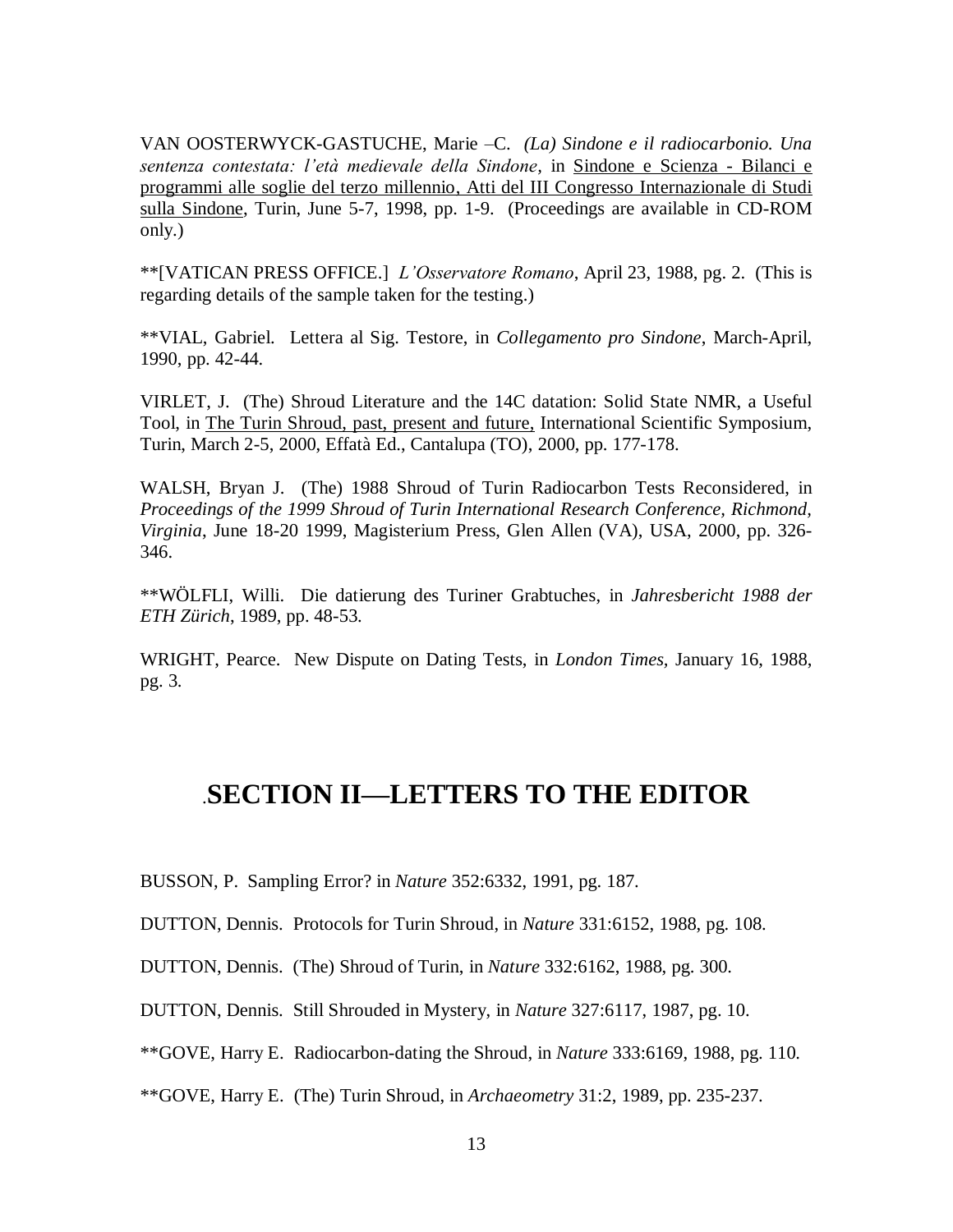VAN OOSTERWYCK-GASTUCHE, Marie –C. *(La) Sindone e il radiocarbonio. Una sentenza contestata: l'età medievale della Sindone*, in <u>Sindone e Scienza - Bilanci e programmi alle soglie del terzo millennio, Atti del III Congresso Internazionale di Studi sulla Sindone</u>, Turin, June 5-7, 1998, pp. 1-9. (Proceedings are available in CD-ROM only.)

**[VATICAN PRESS OFFICE.] *L'Osservatore Romano*, April 23, 1988, pg. 2. (This is regarding details of the sample taken for the testing.)

**VIAL, Gabriel. Lettera al Sig. Testore, in *Collegamento pro Sindone*, March-April, 1990, pp. 42-44.

VIRLET, J. (The) Shroud Literature and the 14C datation: Solid State NMR, a Useful Tool, in <u>The Turin Shroud, past, present and future,</u> International Scientific Symposium, Turin, March 2-5, 2000, Effatà Ed., Cantalupa (TO), 2000, pp. 177-178.

WALSH, Bryan J. (The) 1988 Shroud of Turin Radiocarbon Tests Reconsidered, in *Proceedings of the 1999 Shroud of Turin International Research Conference, Richmond, Virginia*, June 18-20 1999, Magisterium Press, Glen Allen (VA), USA, 2000, pp. 326-346.

**WÖLFLI, Willi. Die datierung des Turiner Grabtuches, in *Jahresbericht 1988 der ETH Zürich*, 1989, pp. 48-53.

WRIGHT, Pearce. New Dispute on Dating Tests, in *London Times*, January 16, 1988, pg. 3.

## .SECTION II—LETTERS TO THE EDITOR

BUSSON, P. Sampling Error? in *Nature* 352:6332, 1991, pg. 187.

DUTTON, Dennis. Protocols for Turin Shroud, in *Nature* 331:6152, 1988, pg. 108.

DUTTON, Dennis. (The) Shroud of Turin, in *Nature* 332:6162, 1988, pg. 300.

DUTTON, Dennis. Still Shrouded in Mystery, in *Nature* 327:6117, 1987, pg. 10.

**GOVE, Harry E. Radiocarbon-dating the Shroud, in *Nature* 333:6169, 1988, pg. 110.

**GOVE, Harry E. (The) Turin Shroud, in *Archaeometry* 31:2, 1989, pp. 235-237.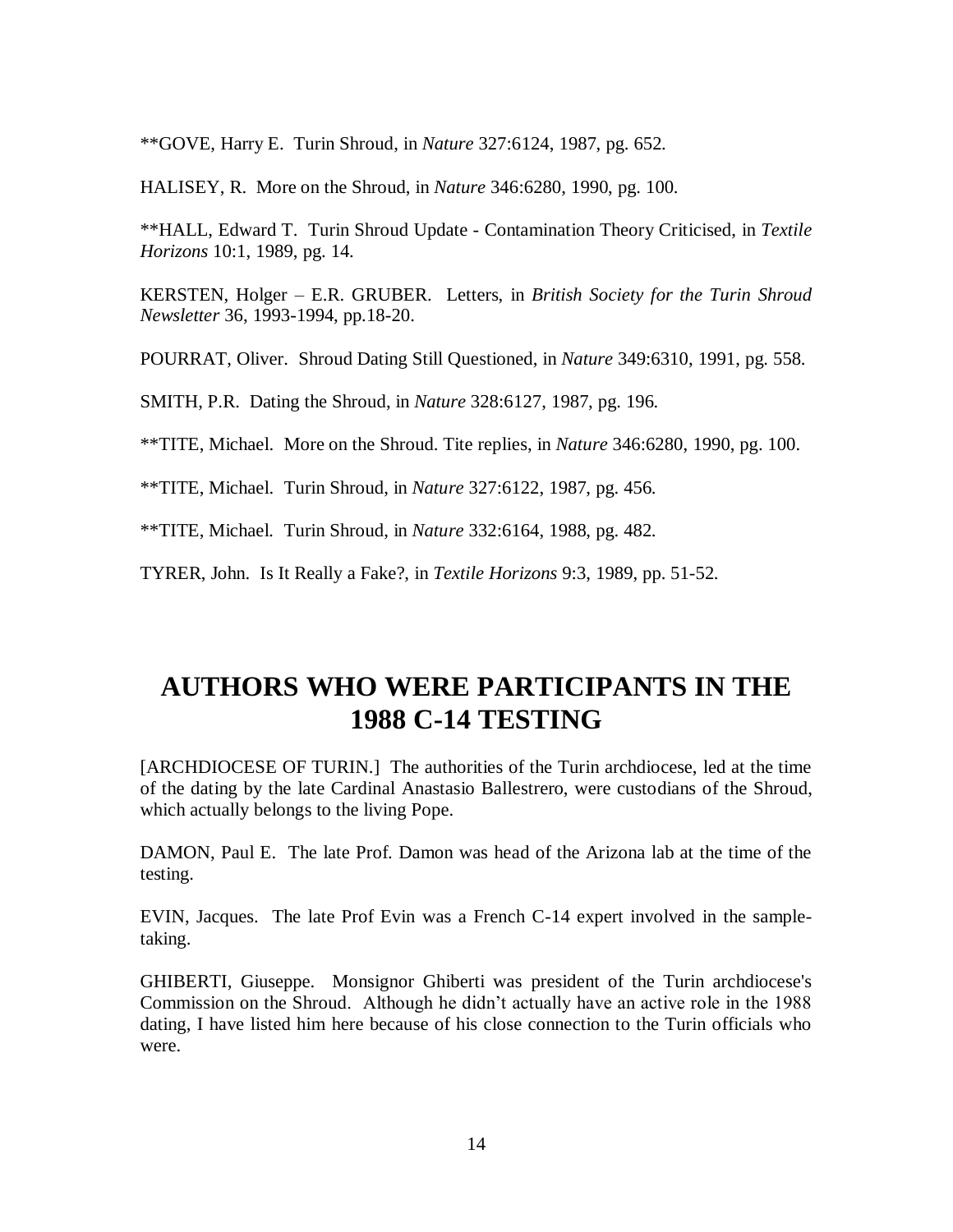**GOVE, Harry E. Turin Shroud, in *Nature* 327:6124, 1987, pg. 652.

HALISEY, R. More on the Shroud, in *Nature* 346:6280, 1990, pg. 100.

**HALL, Edward T. Turin Shroud Update - Contamination Theory Criticised, in *Textile Horizons* 10:1, 1989, pg. 14.

KERSTEN, Holger – E.R. GRUBER. Letters, in *British Society for the Turin Shroud Newsletter* 36, 1993-1994, pp.18-20.

POURRAT, Oliver. Shroud Dating Still Questioned, in *Nature* 349:6310, 1991, pg. 558.

SMITH, P.R. Dating the Shroud, in *Nature* 328:6127, 1987, pg. 196.

**TITE, Michael. More on the Shroud. Tite replies, in *Nature* 346:6280, 1990, pg. 100.

**TITE, Michael. Turin Shroud, in *Nature* 327:6122, 1987, pg. 456.

**TITE, Michael. Turin Shroud, in *Nature* 332:6164, 1988, pg. 482.

TYRER, John. Is It Really a Fake?, in *Textile Horizons* 9:3, 1989, pp. 51-52.

# AUTHORS WHO WERE PARTICIPANTS IN THE 1988 C-14 TESTING

[ARCHDIOCESE OF TURIN.] The authorities of the Turin archdiocese, led at the time of the dating by the late Cardinal Anastasio Ballestrero, were custodians of the Shroud, which actually belongs to the living Pope.

DAMON, Paul E. The late Prof. Damon was head of the Arizona lab at the time of the testing.

EVIN, Jacques. The late Prof Evin was a French C-14 expert involved in the sample-taking.

GHIBERTI, Giuseppe. Monsignor Ghiberti was president of the Turin archdiocese's Commission on the Shroud. Although he didn't actually have an active role in the 1988 dating, I have listed him here because of his close connection to the Turin officials who were.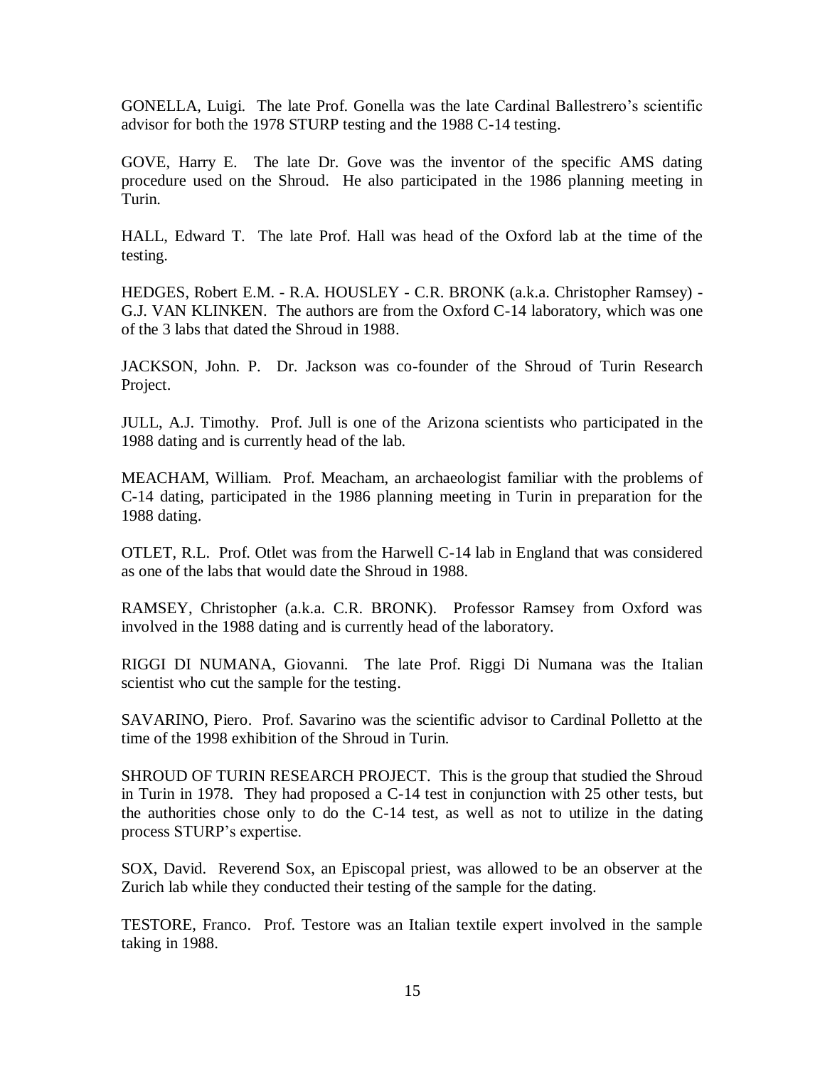GONELLA, Luigi. The late Prof. Gonella was the late Cardinal Ballestrero's scientific advisor for both the 1978 STURP testing and the 1988 C-14 testing.

GOVE, Harry E. The late Dr. Gove was the inventor of the specific AMS dating procedure used on the Shroud. He also participated in the 1986 planning meeting in Turin.

HALL, Edward T. The late Prof. Hall was head of the Oxford lab at the time of the testing.

HEDGES, Robert E.M. - R.A. HOUSLEY - C.R. BRONK (a.k.a. Christopher Ramsey) - G.J. VAN KLINKEN. The authors are from the Oxford C-14 laboratory, which was one of the 3 labs that dated the Shroud in 1988.

JACKSON, John. P. Dr. Jackson was co-founder of the Shroud of Turin Research Project.

JULL, A.J. Timothy. Prof. Jull is one of the Arizona scientists who participated in the 1988 dating and is currently head of the lab.

MEACHAM, William. Prof. Meacham, an archaeologist familiar with the problems of C-14 dating, participated in the 1986 planning meeting in Turin in preparation for the 1988 dating.

OTLET, R.L. Prof. Otlet was from the Harwell C-14 lab in England that was considered as one of the labs that would date the Shroud in 1988.

RAMSEY, Christopher (a.k.a. C.R. BRONK). Professor Ramsey from Oxford was involved in the 1988 dating and is currently head of the laboratory.

RIGGI DI NUMANA, Giovanni. The late Prof. Riggi Di Numana was the Italian scientist who cut the sample for the testing.

SAVARINO, Piero. Prof. Savarino was the scientific advisor to Cardinal Polletto at the time of the 1998 exhibition of the Shroud in Turin.

SHROUD OF TURIN RESEARCH PROJECT. This is the group that studied the Shroud in Turin in 1978. They had proposed a C-14 test in conjunction with 25 other tests, but the authorities chose only to do the C-14 test, as well as not to utilize in the dating process STURP's expertise.

SOX, David. Reverend Sox, an Episcopal priest, was allowed to be an observer at the Zurich lab while they conducted their testing of the sample for the dating.

TESTORE, Franco. Prof. Testore was an Italian textile expert involved in the sample taking in 1988.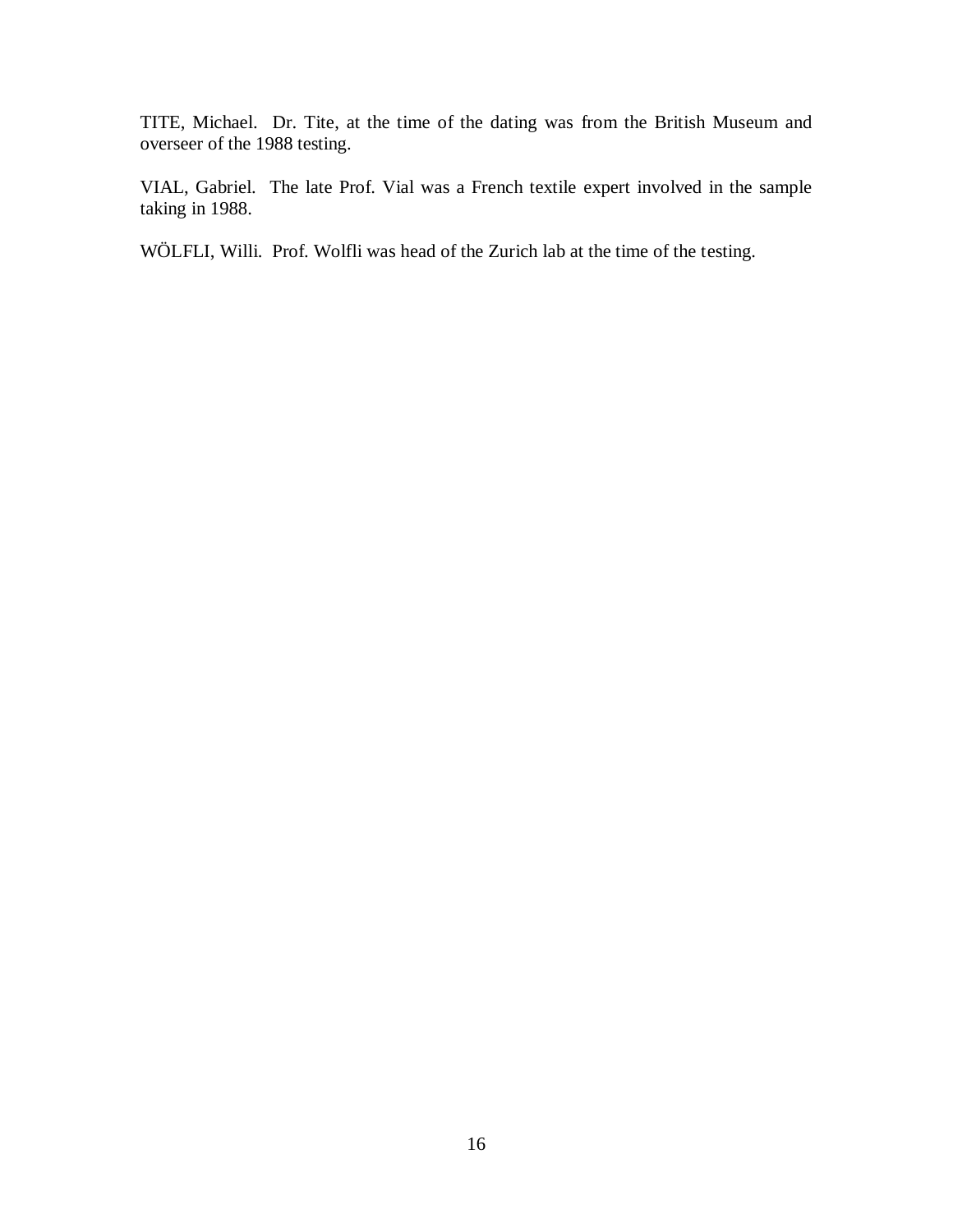TITE, Michael. Dr. Tite, at the time of the dating was from the British Museum and overseer of the 1988 testing.

VIAL, Gabriel. The late Prof. Vial was a French textile expert involved in the sample taking in 1988.

WÖLFLI, Willi. Prof. Wolfli was head of the Zurich lab at the time of the testing.